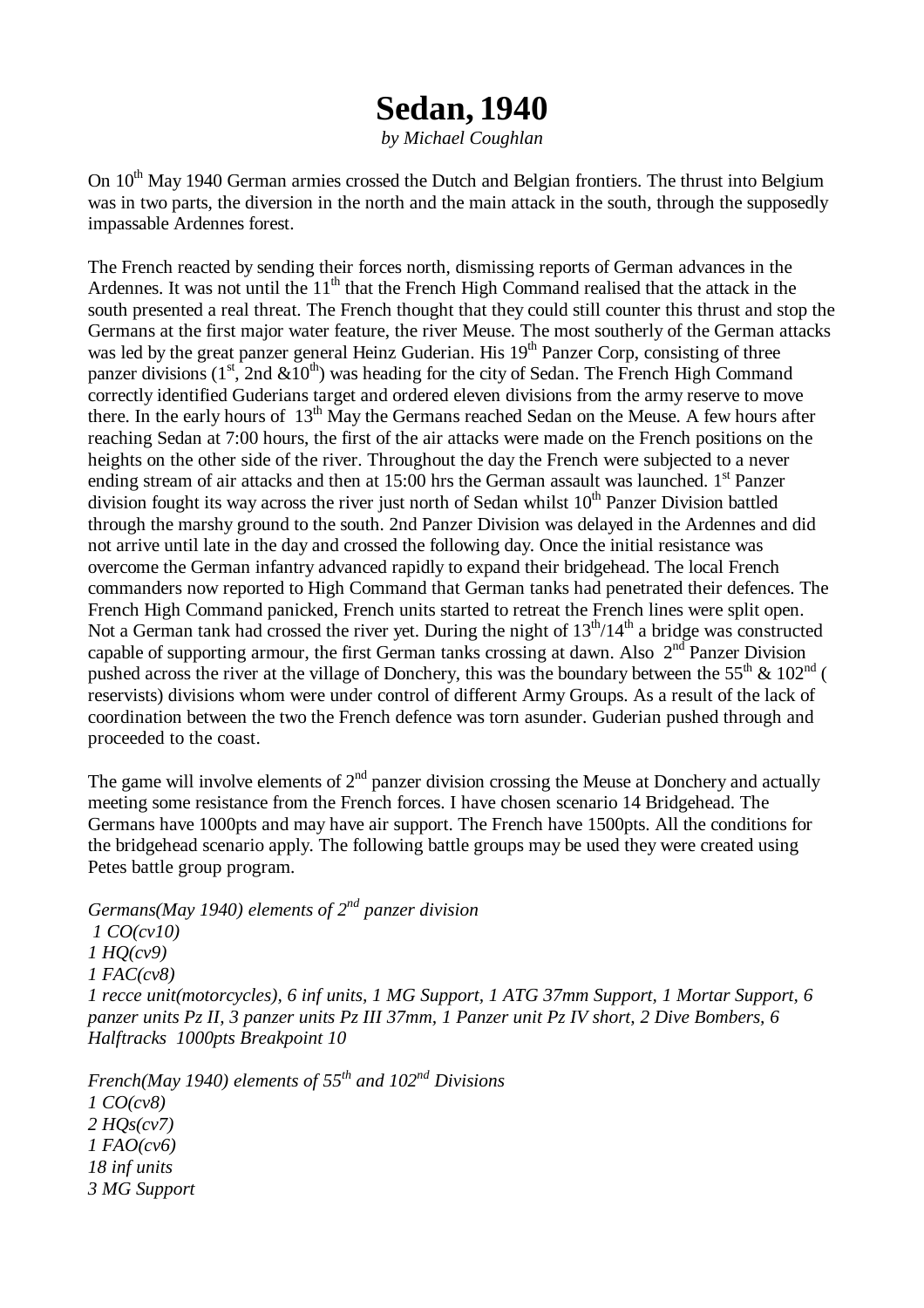# Sedan, 1940

*by Michael Coughlan*

On 10th May 1940 German armies crossed the Dutch and Belgian frontiers. The thrust into Belgium was in two parts, the diversion in the north and the main attack in the south, through the supposedly impassable Ardennes forest.

The French reacted by sending their forces north, dismissing reports of German advances in the Ardennes. It was not until the 11th that the French High Command realised that the attack in the south presented a real threat. The French thought that they could still counter this thrust and stop the Germans at the first major water feature, the river Meuse. The most southerly of the German attacks was led by the great panzer general Heinz Guderian. His 19th Panzer Corp, consisting of three panzer divisions (1st, 2nd &10th) was heading for the city of Sedan. The French High Command correctly identified Guderians target and ordered eleven divisions from the army reserve to move there. In the early hours of 13th May the Germans reached Sedan on the Meuse. A few hours after reaching Sedan at 7:00 hours, the first of the air attacks were made on the French positions on the heights on the other side of the river. Throughout the day the French were subjected to a never ending stream of air attacks and then at 15:00 hrs the German assault was launched. 1st Panzer division fought its way across the river just north of Sedan whilst 10th Panzer Division battled through the marshy ground to the south. 2nd Panzer Division was delayed in the Ardennes and did not arrive until late in the day and crossed the following day. Once the initial resistance was overcome the German infantry advanced rapidly to expand their bridgehead. The local French commanders now reported to High Command that German tanks had penetrated their defences. The French High Command panicked, French units started to retreat the French lines were split open. Not a German tank had crossed the river yet. During the night of 13th/14th a bridge was constructed capable of supporting armour, the first German tanks crossing at dawn. Also 2nd Panzer Division pushed across the river at the village of Donchery, this was the boundary between the 55th & 102nd ( reservists) divisions whom were under control of different Army Groups. As a result of the lack of coordination between the two the French defence was torn asunder. Guderian pushed through and proceeded to the coast.

The game will involve elements of 2nd panzer division crossing the Meuse at Donchery and actually meeting some resistance from the French forces. I have chosen scenario 14 Bridgehead. The Germans have 1000pts and may have air support. The French have 1500pts. All the conditions for the bridgehead scenario apply. The following battle groups may be used they were created using Petes battle group program.

*Germans(May 1940) elements of 2nd panzer division*
*1 CO(cv10)*
*1 HQ(cv9)*
*1 FAC(cv8)*
*1 recce unit(motorcycles), 6 inf units, 1 MG Support, 1 ATG 37mm Support, 1 Mortar Support, 6 panzer units Pz II, 3 panzer units Pz III 37mm, 1 Panzer unit Pz IV short, 2 Dive Bombers, 6 Halftracks 1000pts Breakpoint 10*

*French(May 1940) elements of 55th and 102nd Divisions*
*1 CO(cv8)*
*2 HQs(cv7)*
*1 FAO(cv6)*
*18 inf units*
*3 MG Support*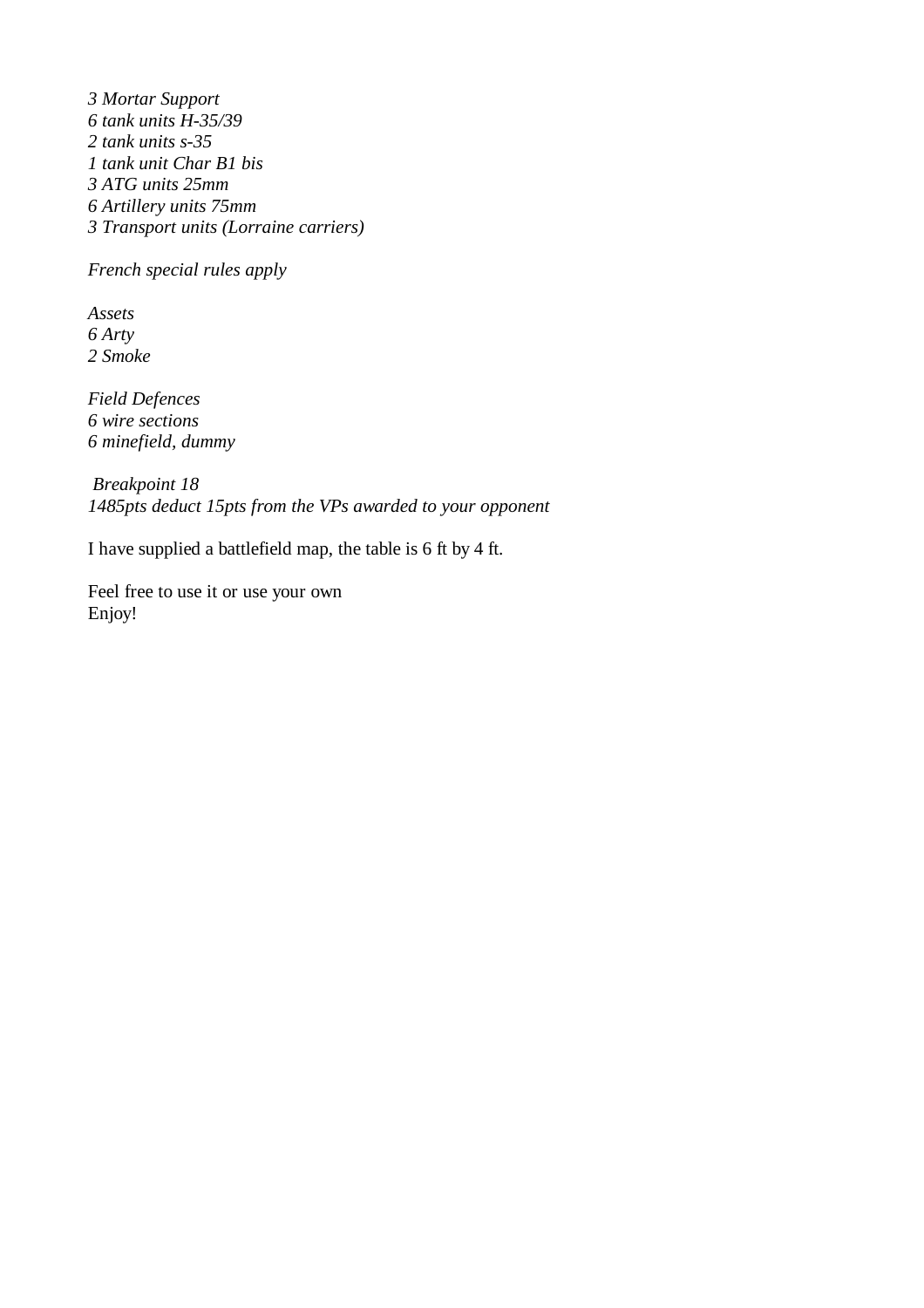*3 Mortar Support*
*6 tank units H-35/39*
*2 tank units s-35*
*1 tank unit Char B1 bis*
*3 ATG units 25mm*
*6 Artillery units 75mm*
*3 Transport units (Lorraine carriers)*

*French special rules apply*

*Assets*
*6 Arty*
*2 Smoke*

*Field Defences*
*6 wire sections*
*6 minefield, dummy*

*Breakpoint 18*
*1485pts deduct 15pts from the VPs awarded to your opponent*

I have supplied a battlefield map, the table is 6 ft by 4 ft.

Feel free to use it or use your own
Enjoy!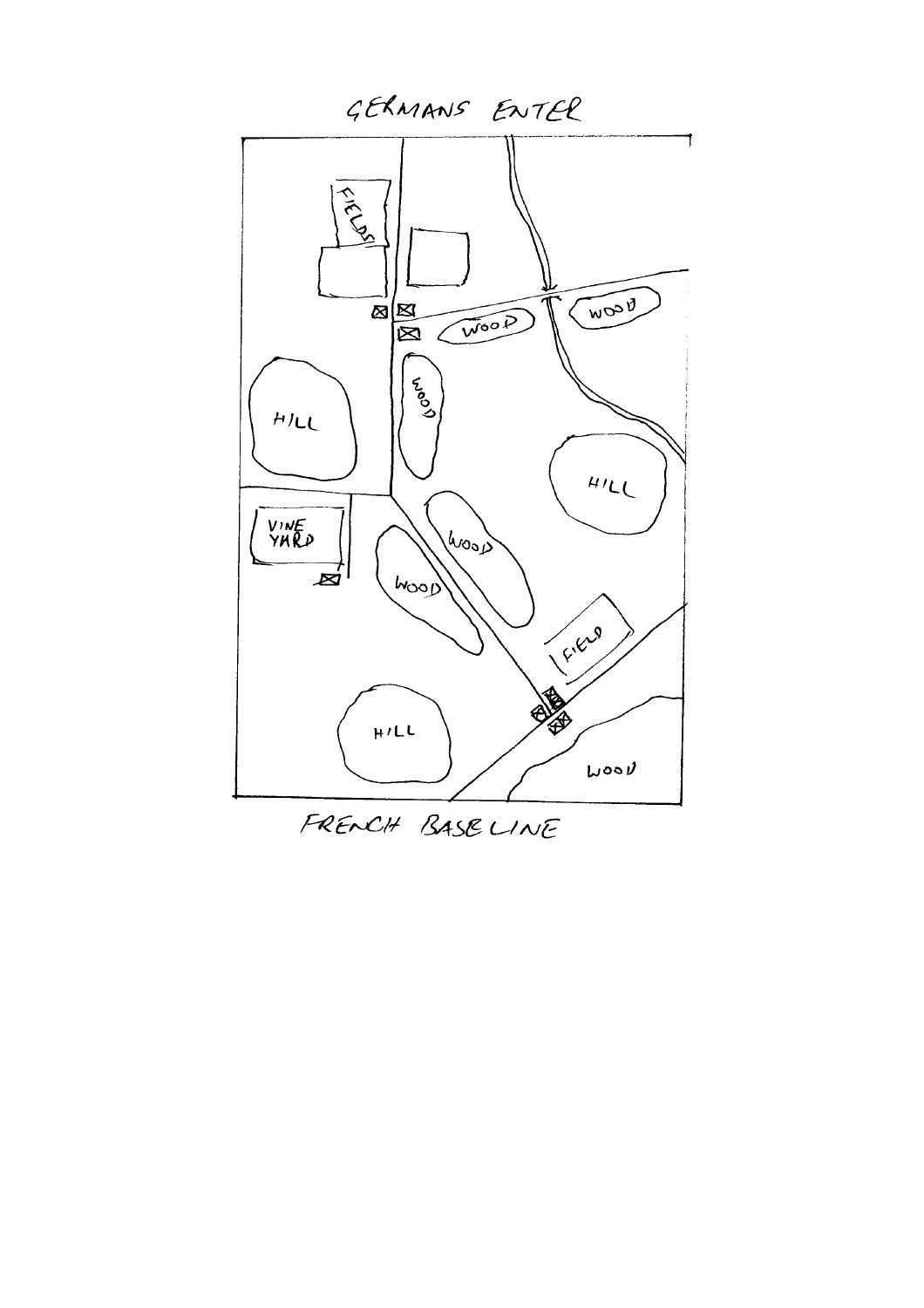GERMANS ENTER

FIELDS

WOOD

WOOD

WOOD

HILL

HILL

VINE YARD

WOOD

WOOD

FIELD

HILL

WOOD

FRENCH BASELINE